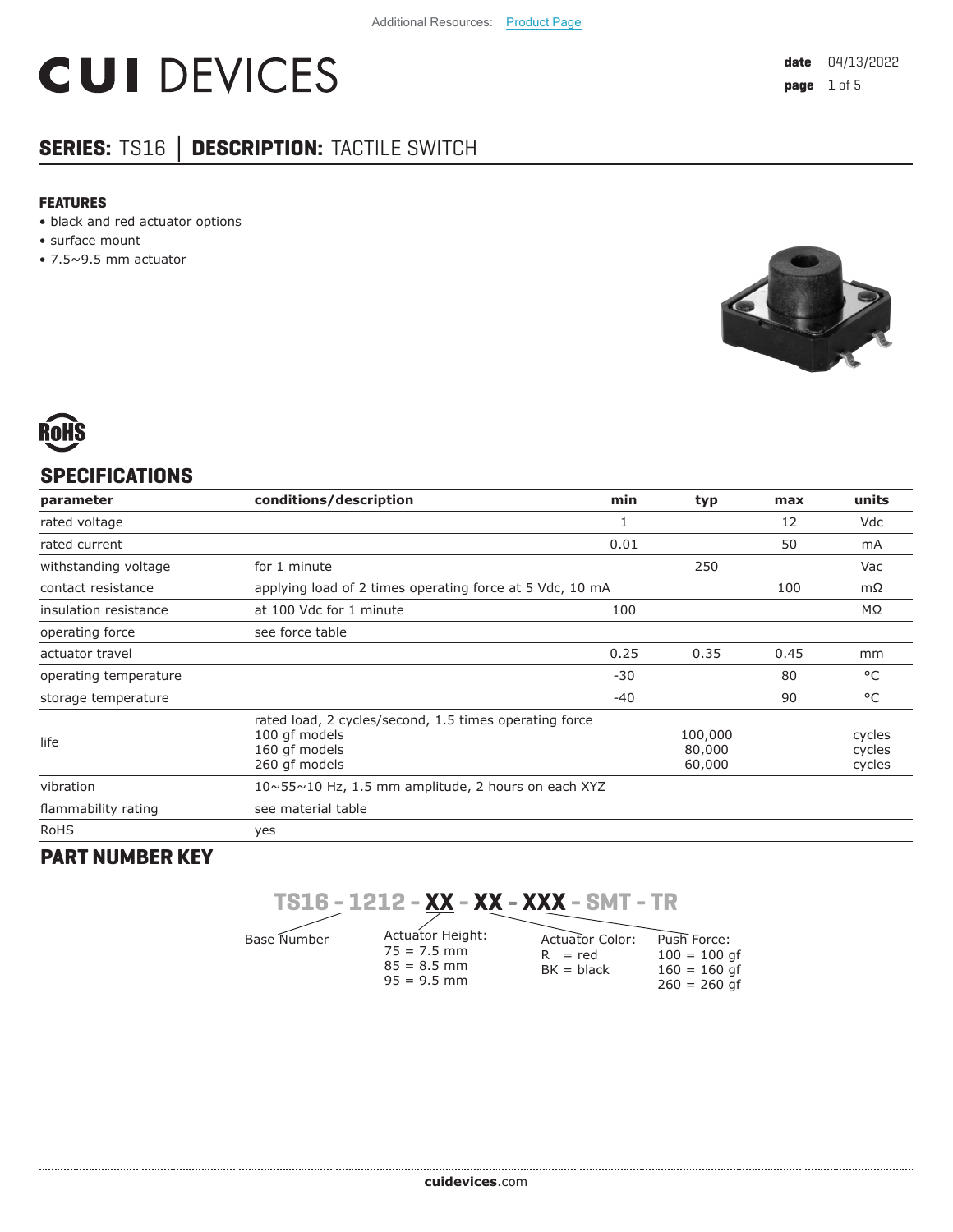Additional Resources: Product Page

# CUI DEVICES

date 04/13/2022

## SERIES: TS16 │ DESCRIPTION: TACTILE SWITCH

### FEATURES

- black and red actuator options
- surface mount
- 7.5~9.5 mm actuator

## SPECIFICATIONS

| parameter | conditions/description | min | typ | max | units |
|---|---|---|---|---|---|
| rated voltage | | 1 | | 12 | Vdc |
| rated current | | 0.01 | | 50 | mA |
| withstanding voltage | for 1 minute | | 250 | | Vac |
| contact resistance | applying load of 2 times operating force at 5 Vdc, 10 mA | | | 100 | mΩ |
| insulation resistance | at 100 Vdc for 1 minute | 100 | | | MΩ |
| operating force | see force table | | | | |
| actuator travel | | 0.25 | 0.35 | 0.45 | mm |
| operating temperature | | -30 | | 80 | °C |
| storage temperature | | -40 | | 90 | °C |
| life | rated load, 2 cycles/second, 1.5 times operating force<br>100 gf models<br>160 gf models<br>260 gf models | | <br>100,000<br>80,000<br>60,000 | | <br>cycles<br>cycles<br>cycles |
| vibration | 10~55~10 Hz, 1.5 mm amplitude, 2 hours on each XYZ | | | | |
| flammability rating | see material table | | | | |
| RoHS | yes | | | | |

## PART NUMBER KEY

**TS16 - 1212 - XX - XX - XXX - SMT - TR**

- Base Number: TS16 - 1212
- Actuator Height:
  - 75 = 7.5 mm
  - 85 = 8.5 mm
  - 95 = 9.5 mm
- Actuator Color:
  - R = red
  - BK = black
- Push Force:
  - 100 = 100 gf
  - 160 = 160 gf
  - 260 = 260 gf

cuidevices.com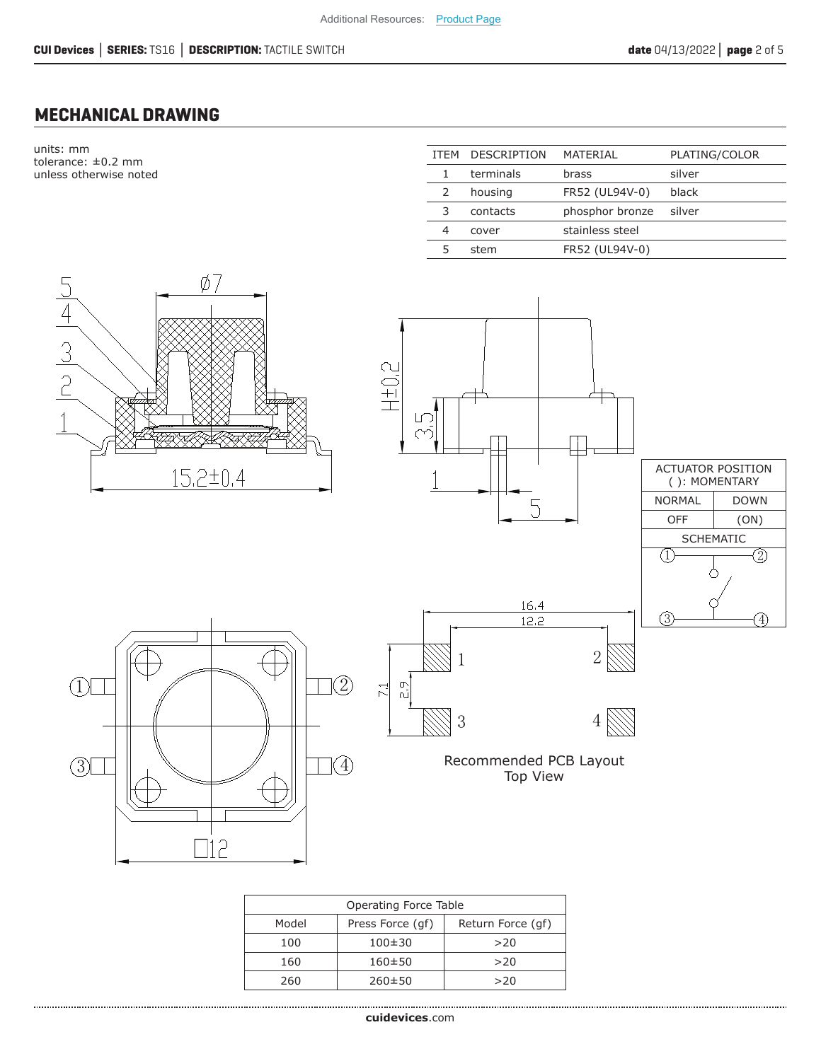## MECHANICAL DRAWING

units: mm
tolerance: ±0.2 mm
unless otherwise noted

| ITEM | DESCRIPTION | MATERIAL | PLATING/COLOR |
|---|---|---|---|
| 1 | terminals | brass | silver |
| 2 | housing | FR52 (UL94V-0) | black |
| 3 | contacts | phosphor bronze | silver |
| 4 | cover | stainless steel | |
| 5 | stem | FR52 (UL94V-0) | |

| ACTUATOR POSITION ( ): MOMENTARY | |
|---|---|
| NORMAL | DOWN |
| OFF | (ON) |

SCHEMATIC

Recommended PCB Layout
Top View

| Operating Force Table | | |
|---|---|---|
| Model | Press Force (gf) | Return Force (gf) |
| 100 | 100±30 | >20 |
| 160 | 160±50 | >20 |
| 260 | 260±50 | >20 |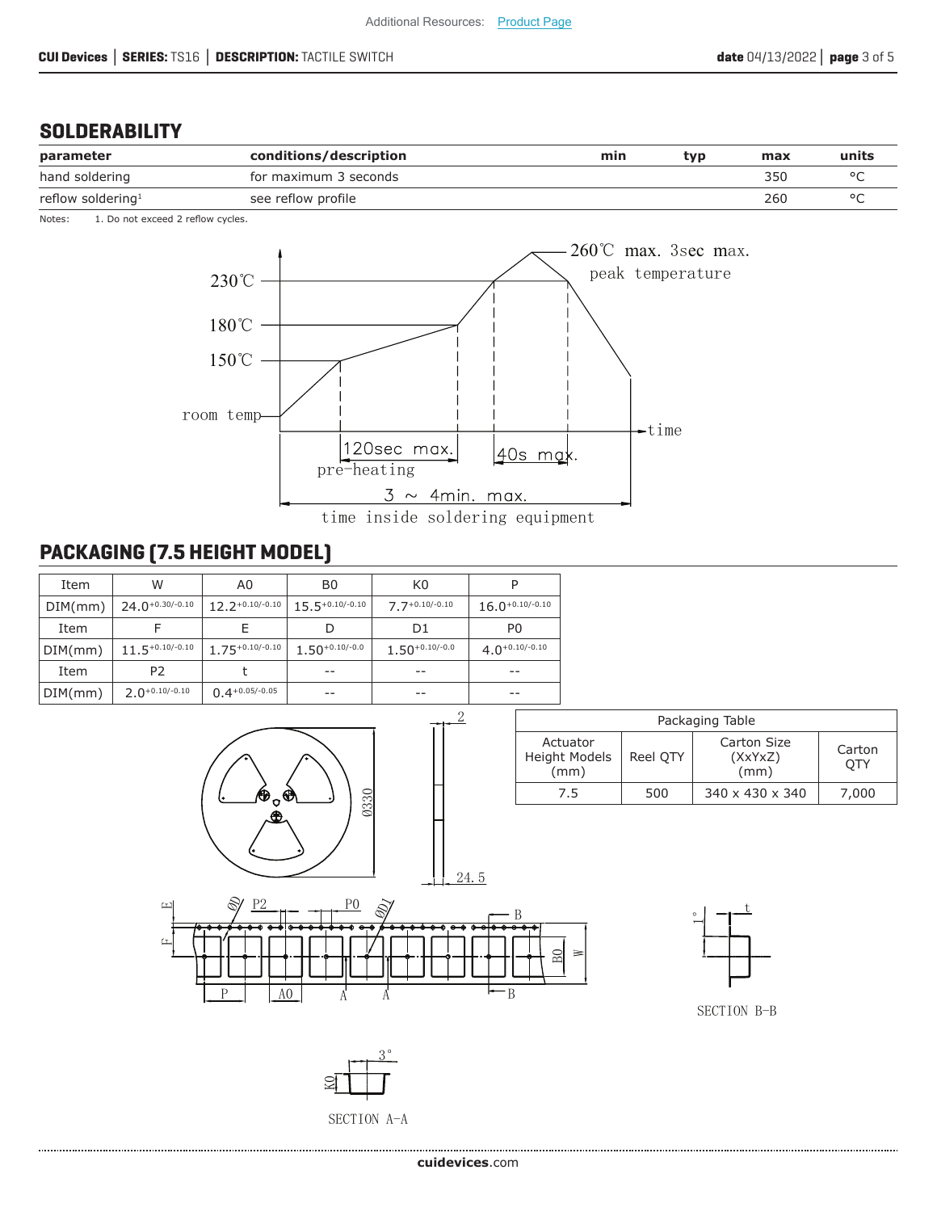## SOLDERABILITY

| parameter | conditions/description | min | typ | max | units |
|---|---|---|---|---|---|
| hand soldering | for maximum 3 seconds | | | 350 | °C |
| reflow soldering[1] | see reflow profile | | | 260 | °C |

Notes: 1. Do not exceed 2 reflow cycles.

260℃ max. 3sec max. peak temperature

230℃

180℃

150℃

room temp

time

120sec max. pre-heating

40s max.

3 ~ 4min. max. time inside soldering equipment

## PACKAGING (7.5 HEIGHT MODEL)

| Item | W | A0 | B0 | K0 | P |
|---|---|---|---|---|---|
| DIM(mm) | $24.0^{+0.30/-0.10}$ | $12.2^{+0.10/-0.10}$ | $15.5^{+0.10/-0.10}$ | $7.7^{+0.10/-0.10}$ | $16.0^{+0.10/-0.10}$ |
| Item | F | E | D | D1 | P0 |
| DIM(mm) | $11.5^{+0.10/-0.10}$ | $1.75^{+0.10/-0.10}$ | $1.50^{+0.10/-0.0}$ | $1.50^{+0.10/-0.0}$ | $4.0^{+0.10/-0.10}$ |
| Item | P2 | t | -- | -- | -- |
| DIM(mm) | $2.0^{+0.10/-0.10}$ | $0.4^{+0.05/-0.05}$ | -- | -- | -- |

| Packaging Table | | | |
|---|---|---|---|
| Actuator Height Models (mm) | Reel QTY | Carton Size (XxYxZ) (mm) | Carton QTY |
| 7.5 | 500 | 340 x 430 x 340 | 7,000 |

Ø330

2

24.5

E F ØD P2 P0 ØD1 B B0 W P A0 A A B

1° t

SECTION B-B

3° K0

SECTION A-A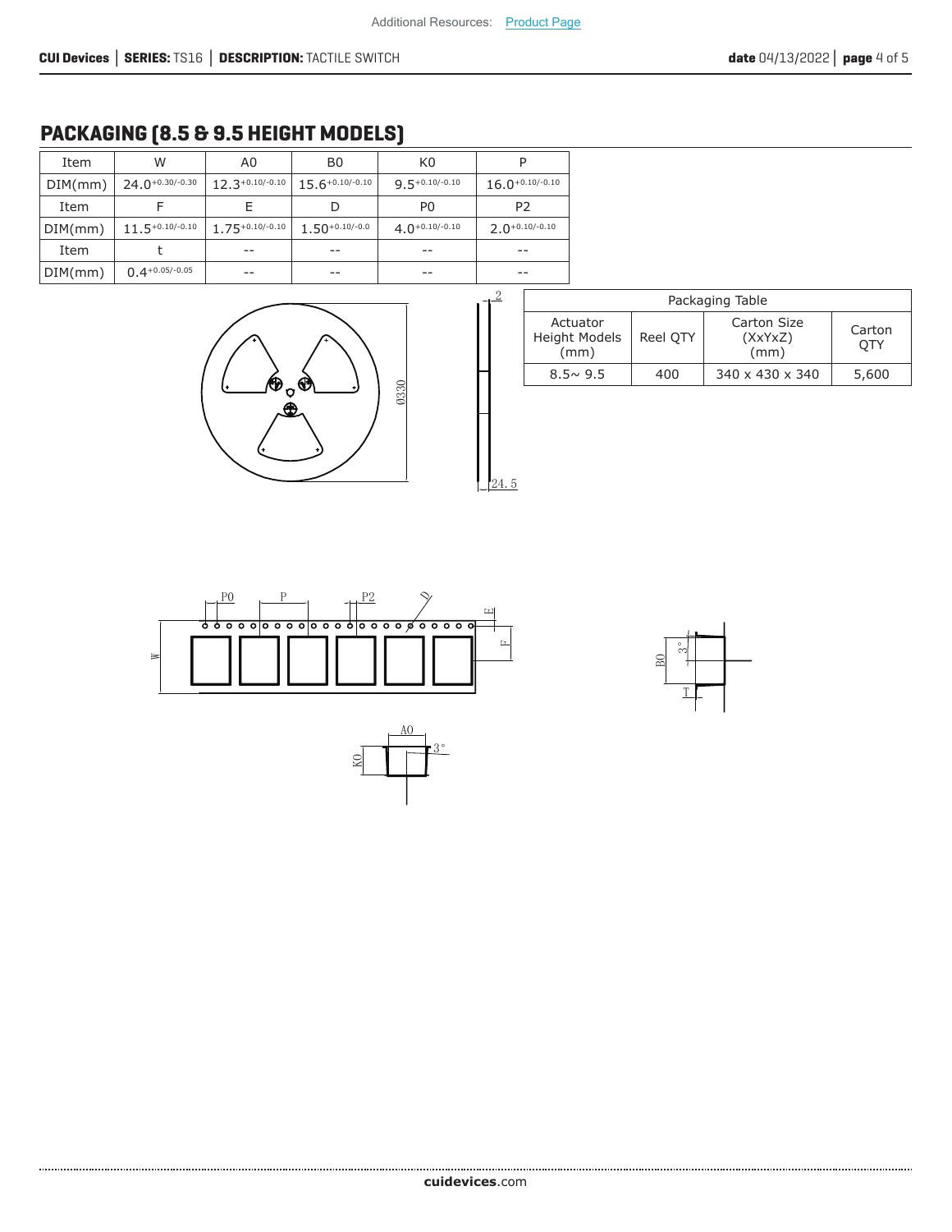## PACKAGING (8.5 & 9.5 HEIGHT MODELS)

| Item | W | A0 | B0 | K0 | P |
|---|---|---|---|---|---|
| DIM(mm) | $24.0^{+0.30/-0.30}$ | $12.3^{+0.10/-0.10}$ | $15.6^{+0.10/-0.10}$ | $9.5^{+0.10/-0.10}$ | $16.0^{+0.10/-0.10}$ |
| Item | F | E | D | P0 | P2 |
| DIM(mm) | $11.5^{+0.10/-0.10}$ | $1.75^{+0.10/-0.10}$ | $1.50^{+0.10/-0.0}$ | $4.0^{+0.10/-0.10}$ | $2.0^{+0.10/-0.10}$ |
| Item | t | -- | -- | -- | -- |
| DIM(mm) | $0.4^{+0.05/-0.05}$ | -- | -- | -- | -- |

Ø330

2

24.5

| Packaging Table | | | |
|---|---|---|---|
| Actuator Height Models (mm) | Reel QTY | Carton Size (XxYxZ) (mm) | Carton QTY |
| 8.5~ 9.5 | 400 | 340 x 430 x 340 | 5,600 |

P0 P P2 D E F W

B0 3° T

A0 K0 3°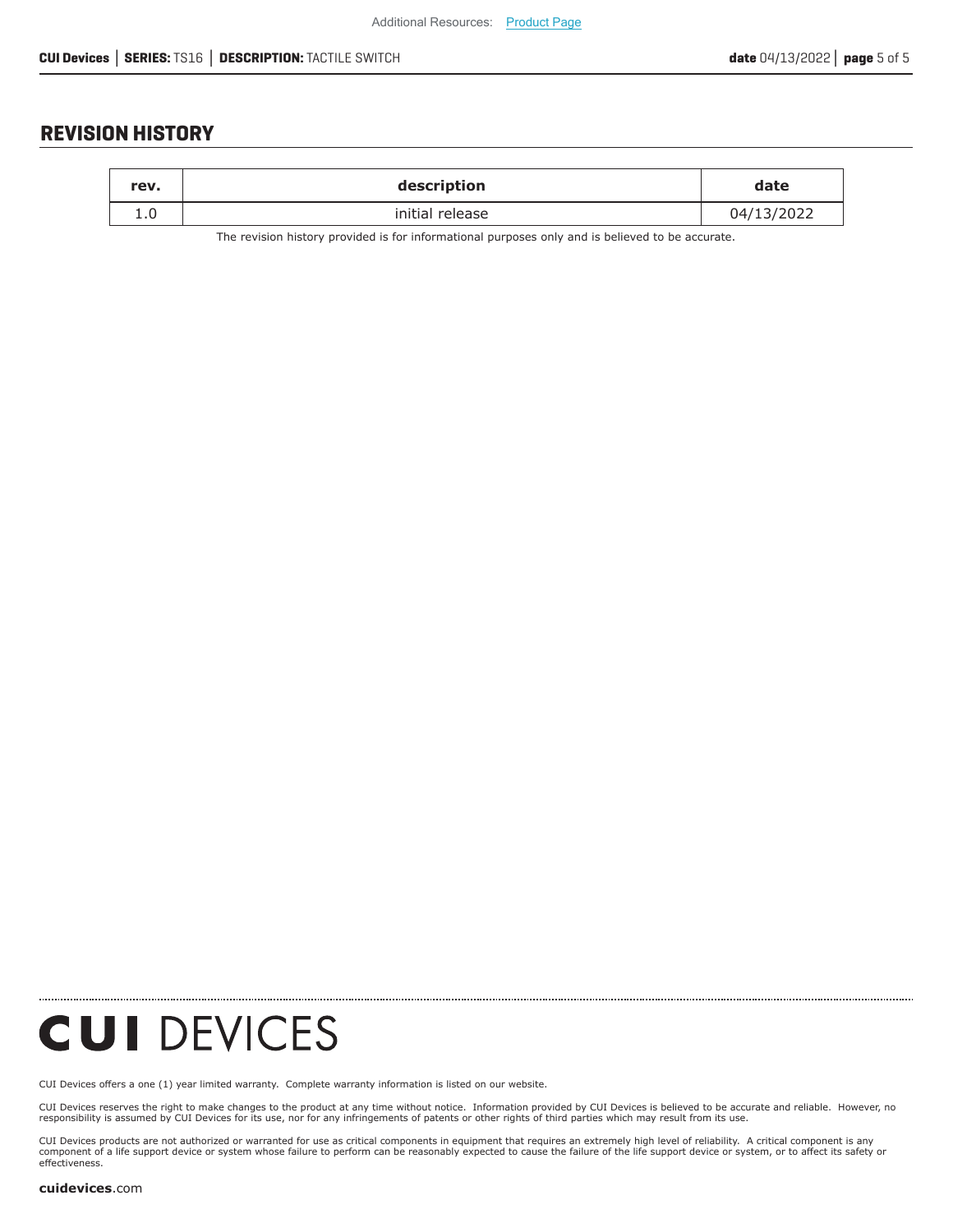## REVISION HISTORY

| rev. | description | date |
| --- | --- | --- |
| 1.0 | initial release | 04/13/2022 |

The revision history provided is for informational purposes only and is believed to be accurate.

CUI DEVICES

CUI Devices offers a one (1) year limited warranty. Complete warranty information is listed on our website.

CUI Devices reserves the right to make changes to the product at any time without notice. Information provided by CUI Devices is believed to be accurate and reliable. However, no responsibility is assumed by CUI Devices for its use, nor for any infringements of patents or other rights of third parties which may result from its use.

CUI Devices products are not authorized or warranted for use as critical components in equipment that requires an extremely high level of reliability. A critical component is any component of a life support device or system whose failure to perform can be reasonably expected to cause the failure of the life support device or system, or to affect its safety or effectiveness.

**cuidevices**.com